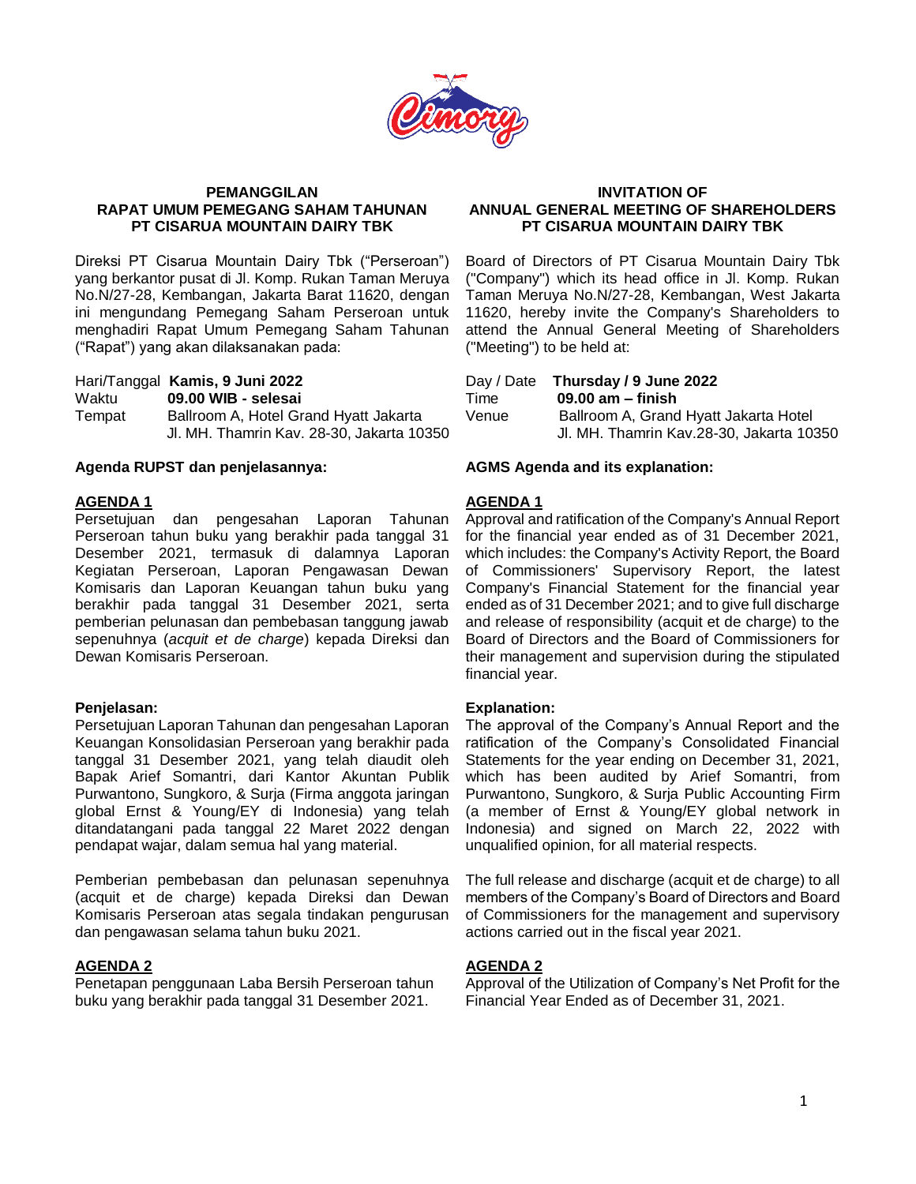## PEMANGGILAN RAPAT UMUM PEMEGANG SAHAM TAHUNAN PT CISARUA MOUNTAIN DAIRY TBK

Direksi PT Cisarua Mountain Dairy Tbk ("Perseroan") yang berkantor pusat di Jl. Komp. Rukan Taman Meruya No.N/27-28, Kembangan, Jakarta Barat 11620, dengan ini mengundang Pemegang Saham Perseroan untuk menghadiri Rapat Umum Pemegang Saham Tahunan ("Rapat") yang akan dilaksanakan pada:

| | |
|---|---|
| Hari/Tanggal | **Kamis, 9 Juni 2022** |
| Waktu | **09.00 WIB - selesai** |
| Tempat | Ballroom A, Hotel Grand Hyatt Jakarta<br>Jl. MH. Thamrin Kav. 28-30, Jakarta 10350 |

**Agenda RUPST dan penjelasannya:**

**AGENDA 1**

Persetujuan dan pengesahan Laporan Tahunan Perseroan tahun buku yang berakhir pada tanggal 31 Desember 2021, termasuk di dalamnya Laporan Kegiatan Perseroan, Laporan Pengawasan Dewan Komisaris dan Laporan Keuangan tahun buku yang berakhir pada tanggal 31 Desember 2021, serta pemberian pelunasan dan pembebasan tanggung jawab sepenuhnya (*acquit et de charge*) kepada Direksi dan Dewan Komisaris Perseroan.

**Penjelasan:**

Persetujuan Laporan Tahunan dan pengesahan Laporan Keuangan Konsolidasian Perseroan yang berakhir pada tanggal 31 Desember 2021, yang telah diaudit oleh Bapak Arief Somantri, dari Kantor Akuntan Publik Purwantono, Sungkoro, & Surja (Firma anggota jaringan global Ernst & Young/EY di Indonesia) yang telah ditandatangani pada tanggal 22 Maret 2022 dengan pendapat wajar, dalam semua hal yang material.

Pemberian pembebasan dan pelunasan sepenuhnya (acquit et de charge) kepada Direksi dan Dewan Komisaris Perseroan atas segala tindakan pengurusan dan pengawasan selama tahun buku 2021.

**AGENDA 2**

Penetapan penggunaan Laba Bersih Perseroan tahun buku yang berakhir pada tanggal 31 Desember 2021.

## INVITATION OF ANNUAL GENERAL MEETING OF SHAREHOLDERS PT CISARUA MOUNTAIN DAIRY TBK

Board of Directors of PT Cisarua Mountain Dairy Tbk ("Company") which its head office in Jl. Komp. Rukan Taman Meruya No.N/27-28, Kembangan, West Jakarta 11620, hereby invite the Company's Shareholders to attend the Annual General Meeting of Shareholders ("Meeting") to be held at:

| | |
|---|---|
| Day / Date | **Thursday / 9 June 2022** |
| Time | **09.00 am – finish** |
| Venue | Ballroom A, Grand Hyatt Jakarta Hotel<br>Jl. MH. Thamrin Kav.28-30, Jakarta 10350 |

**AGMS Agenda and its explanation:**

**AGENDA 1**

Approval and ratification of the Company's Annual Report for the financial year ended as of 31 December 2021, which includes: the Company's Activity Report, the Board of Commissioners' Supervisory Report, the latest Company's Financial Statement for the financial year ended as of 31 December 2021; and to give full discharge and release of responsibility (acquit et de charge) to the Board of Directors and the Board of Commissioners for their management and supervision during the stipulated financial year.

**Explanation:**

The approval of the Company's Annual Report and the ratification of the Company's Consolidated Financial Statements for the year ending on December 31, 2021, which has been audited by Arief Somantri, from Purwantono, Sungkoro, & Surja Public Accounting Firm (a member of Ernst & Young/EY global network in Indonesia) and signed on March 22, 2022 with unqualified opinion, for all material respects.

The full release and discharge (acquit et de charge) to all members of the Company's Board of Directors and Board of Commissioners for the management and supervisory actions carried out in the fiscal year 2021.

**AGENDA 2**

Approval of the Utilization of Company's Net Profit for the Financial Year Ended as of December 31, 2021.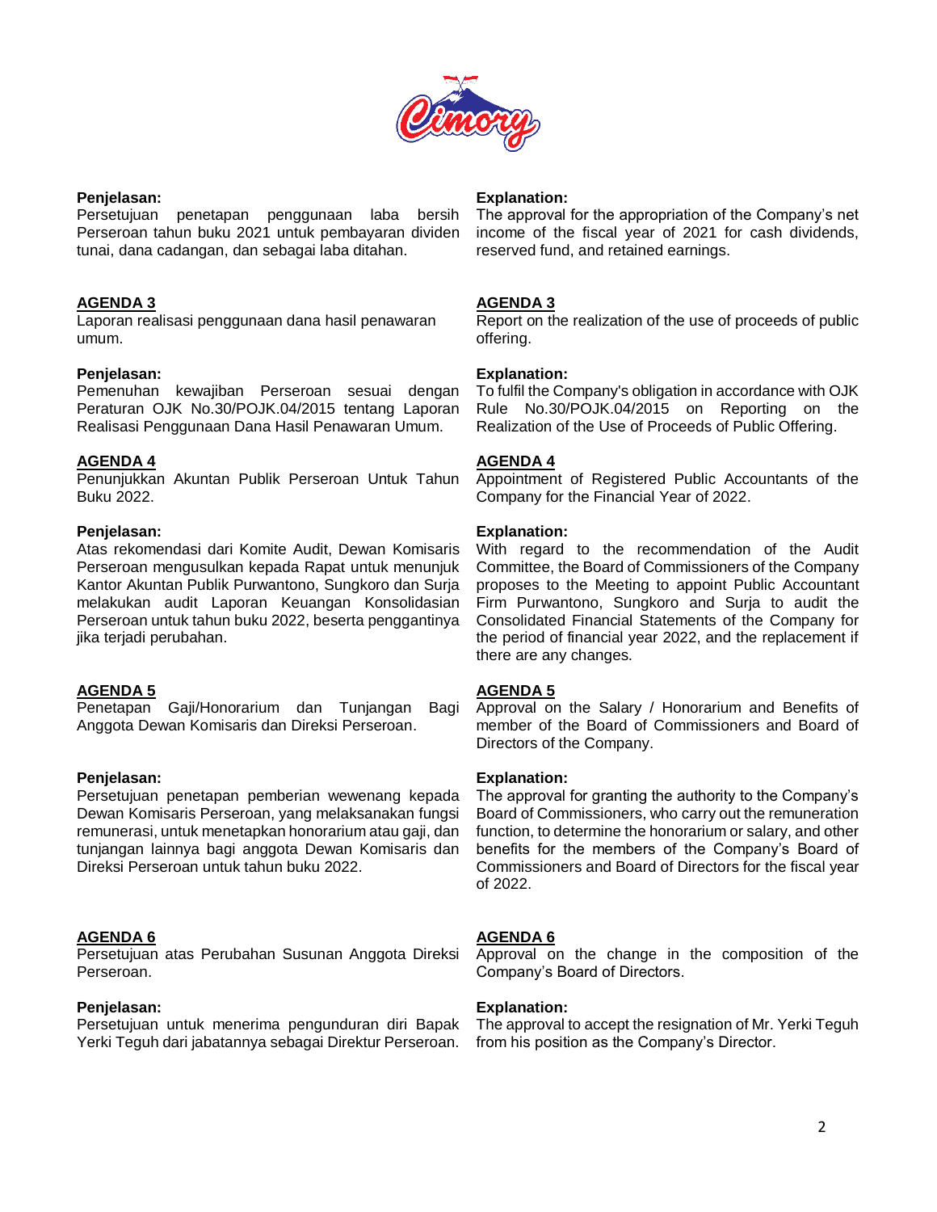**Penjelasan:**
Persetujuan penetapan penggunaan laba bersih Perseroan tahun buku 2021 untuk pembayaran dividen tunai, dana cadangan, dan sebagai laba ditahan.

**Explanation:**
The approval for the appropriation of the Company's net income of the fiscal year of 2021 for cash dividends, reserved fund, and retained earnings.

**AGENDA 3**
Laporan realisasi penggunaan dana hasil penawaran umum.

**AGENDA 3**
Report on the realization of the use of proceeds of public offering.

**Penjelasan:**
Pemenuhan kewajiban Perseroan sesuai dengan Peraturan OJK No.30/POJK.04/2015 tentang Laporan Realisasi Penggunaan Dana Hasil Penawaran Umum.

**Explanation:**
To fulfil the Company's obligation in accordance with OJK Rule No.30/POJK.04/2015 on Reporting on the Realization of the Use of Proceeds of Public Offering.

**AGENDA 4**
Penunjukkan Akuntan Publik Perseroan Untuk Tahun Buku 2022.

**AGENDA 4**
Appointment of Registered Public Accountants of the Company for the Financial Year of 2022.

**Penjelasan:**
Atas rekomendasi dari Komite Audit, Dewan Komisaris Perseroan mengusulkan kepada Rapat untuk menunjuk Kantor Akuntan Publik Purwantono, Sungkoro dan Surja melakukan audit Laporan Keuangan Konsolidasian Perseroan untuk tahun buku 2022, beserta penggantinya jika terjadi perubahan.

**Explanation:**
With regard to the recommendation of the Audit Committee, the Board of Commissioners of the Company proposes to the Meeting to appoint Public Accountant Firm Purwantono, Sungkoro and Surja to audit the Consolidated Financial Statements of the Company for the period of financial year 2022, and the replacement if there are any changes.

**AGENDA 5**
Penetapan Gaji/Honorarium dan Tunjangan Bagi Anggota Dewan Komisaris dan Direksi Perseroan.

**AGENDA 5**
Approval on the Salary / Honorarium and Benefits of member of the Board of Commissioners and Board of Directors of the Company.

**Penjelasan:**
Persetujuan penetapan pemberian wewenang kepada Dewan Komisaris Perseroan, yang melaksanakan fungsi remunerasi, untuk menetapkan honorarium atau gaji, dan tunjangan lainnya bagi anggota Dewan Komisaris dan Direksi Perseroan untuk tahun buku 2022.

**Explanation:**
The approval for granting the authority to the Company's Board of Commissioners, who carry out the remuneration function, to determine the honorarium or salary, and other benefits for the members of the Company's Board of Commissioners and Board of Directors for the fiscal year of 2022.

**AGENDA 6**
Persetujuan atas Perubahan Susunan Anggota Direksi Perseroan.

**AGENDA 6**
Approval on the change in the composition of the Company's Board of Directors.

**Penjelasan:**
Persetujuan untuk menerima pengunduran diri Bapak Yerki Teguh dari jabatannya sebagai Direktur Perseroan.

**Explanation:**
The approval to accept the resignation of Mr. Yerki Teguh from his position as the Company's Director.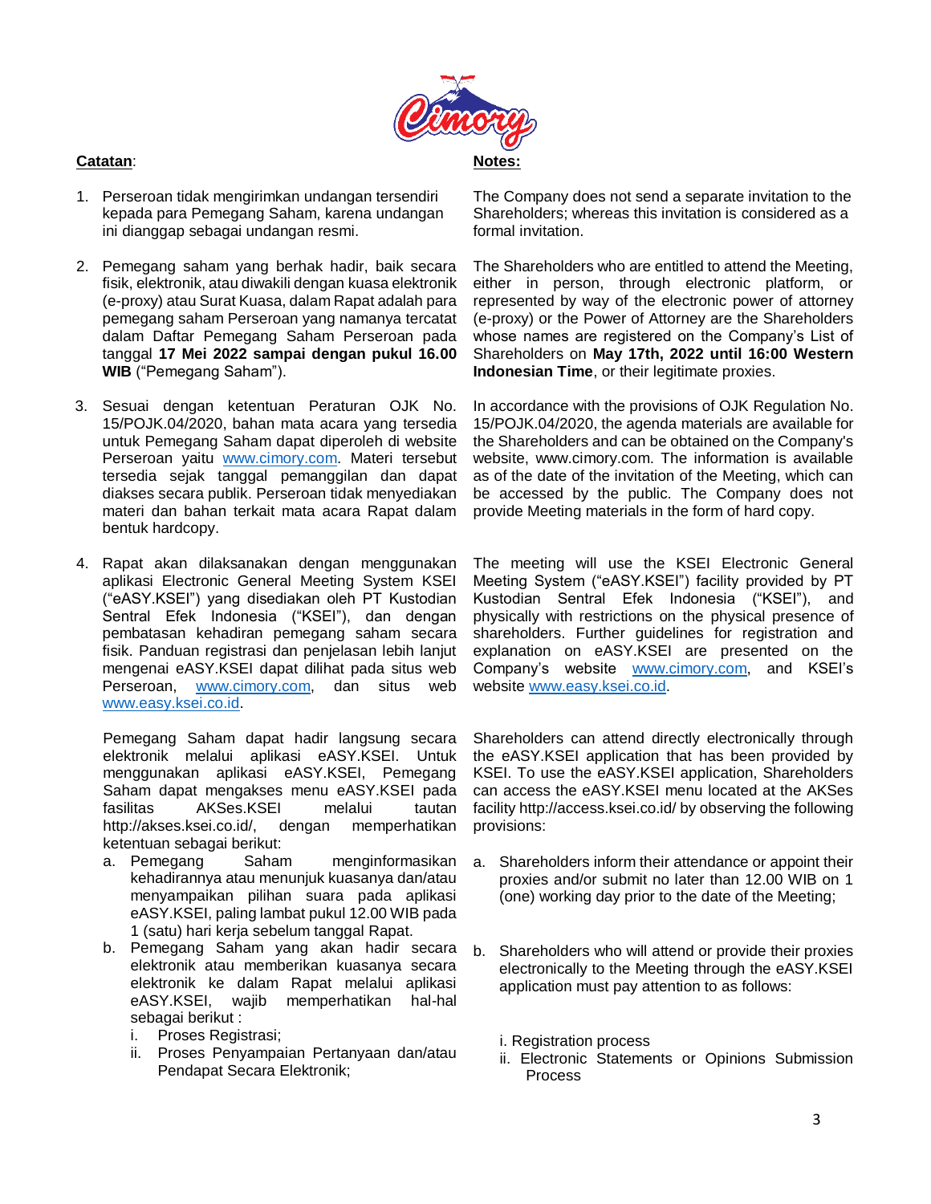**Catatan**:

1. Perseroan tidak mengirimkan undangan tersendiri kepada para Pemegang Saham, karena undangan ini dianggap sebagai undangan resmi.

2. Pemegang saham yang berhak hadir, baik secara fisik, elektronik, atau diwakili dengan kuasa elektronik (e-proxy) atau Surat Kuasa, dalam Rapat adalah para pemegang saham Perseroan yang namanya tercatat dalam Daftar Pemegang Saham Perseroan pada tanggal **17 Mei 2022 sampai dengan pukul 16.00 WIB** ("Pemegang Saham").

3. Sesuai dengan ketentuan Peraturan OJK No. 15/POJK.04/2020, bahan mata acara yang tersedia untuk Pemegang Saham dapat diperoleh di website Perseroan yaitu www.cimory.com. Materi tersebut tersedia sejak tanggal pemanggilan dan dapat diakses secara publik. Perseroan tidak menyediakan materi dan bahan terkait mata acara Rapat dalam bentuk hardcopy.

4. Rapat akan dilaksanakan dengan menggunakan aplikasi Electronic General Meeting System KSEI ("eASY.KSEI") yang disediakan oleh PT Kustodian Sentral Efek Indonesia ("KSEI"), dan dengan pembatasan kehadiran pemegang saham secara fisik. Panduan registrasi dan penjelasan lebih lanjut mengenai eASY.KSEI dapat dilihat pada situs web Perseroan, www.cimory.com, dan situs web www.easy.ksei.co.id.

   Pemegang Saham dapat hadir langsung secara elektronik melalui aplikasi eASY.KSEI. Untuk menggunakan aplikasi eASY.KSEI, Pemegang Saham dapat mengakses menu eASY.KSEI pada fasilitas AKSes.KSEI melalui tautan http://akses.ksei.co.id/, dengan memperhatikan ketentuan sebagai berikut:

   a. Pemegang Saham menginformasikan kehadirannya atau menunjuk kuasanya dan/atau menyampaikan pilihan suara pada aplikasi eASY.KSEI, paling lambat pukul 12.00 WIB pada 1 (satu) hari kerja sebelum tanggal Rapat.
   b. Pemegang Saham yang akan hadir secara elektronik atau memberikan kuasanya secara elektronik ke dalam Rapat melalui aplikasi eASY.KSEI, wajib memperhatikan hal-hal sebagai berikut :
      i. Proses Registrasi;
      ii. Proses Penyampaian Pertanyaan dan/atau Pendapat Secara Elektronik;

**Notes:**

1. The Company does not send a separate invitation to the Shareholders; whereas this invitation is considered as a formal invitation.

2. The Shareholders who are entitled to attend the Meeting, either in person, through electronic platform, or represented by way of the electronic power of attorney (e-proxy) or the Power of Attorney are the Shareholders whose names are registered on the Company's List of Shareholders on **May 17th, 2022 until 16:00 Western Indonesian Time**, or their legitimate proxies.

3. In accordance with the provisions of OJK Regulation No. 15/POJK.04/2020, the agenda materials are available for the Shareholders and can be obtained on the Company's website, www.cimory.com. The information is available as of the date of the invitation of the Meeting, which can be accessed by the public. The Company does not provide Meeting materials in the form of hard copy.

4. The meeting will use the KSEI Electronic General Meeting System ("eASY.KSEI") facility provided by PT Kustodian Sentral Efek Indonesia ("KSEI"), and physically with restrictions on the physical presence of shareholders. Further guidelines for registration and explanation on eASY.KSEI are presented on the Company's website www.cimory.com, and KSEI's website www.easy.ksei.co.id.

   Shareholders can attend directly electronically through the eASY.KSEI application that has been provided by KSEI. To use the eASY.KSEI application, Shareholders can access the eASY.KSEI menu located at the AKSes facility http://access.ksei.co.id/ by observing the following provisions:

   a. Shareholders inform their attendance or appoint their proxies and/or submit no later than 12.00 WIB on 1 (one) working day prior to the date of the Meeting;
   b. Shareholders who will attend or provide their proxies electronically to the Meeting through the eASY.KSEI application must pay attention to as follows:
      i. Registration process
      ii. Electronic Statements or Opinions Submission Process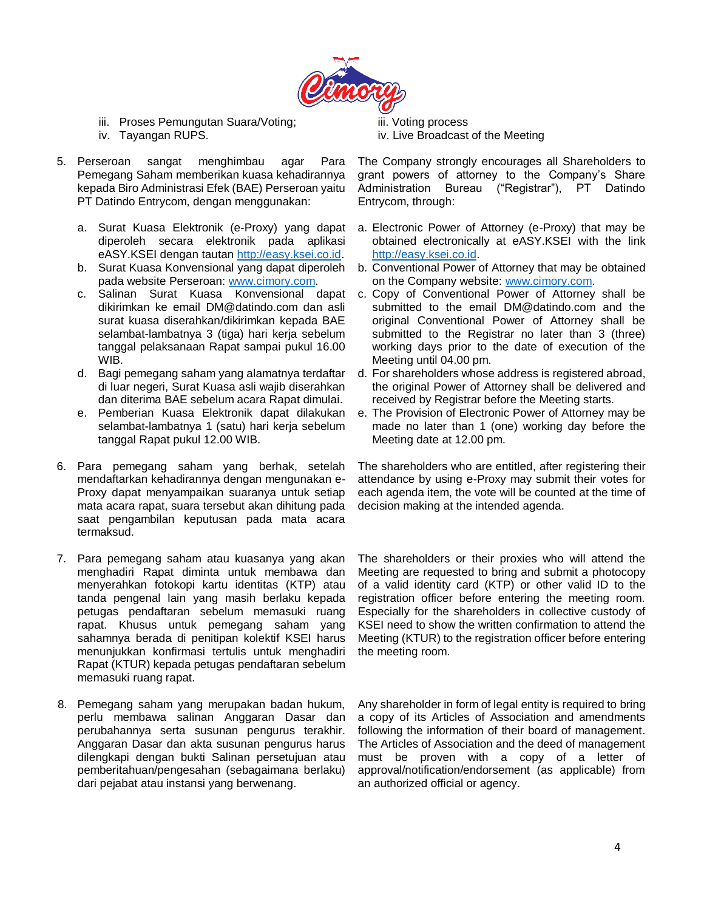iii. Proses Pemungutan Suara/Voting;
iv. Tayangan RUPS.

iii. Voting process
iv. Live Broadcast of the Meeting

5. Perseroan sangat menghimbau agar Para Pemegang Saham memberikan kuasa kehadirannya kepada Biro Administrasi Efek (BAE) Perseroan yaitu PT Datindo Entrycom, dengan menggunakan:

   a. Surat Kuasa Elektronik (e-Proxy) yang dapat diperoleh secara elektronik pada aplikasi eASY.KSEI dengan tautan http://easy.ksei.co.id.
   b. Surat Kuasa Konvensional yang dapat diperoleh pada website Perseroan: www.cimory.com.
   c. Salinan Surat Kuasa Konvensional dapat dikirimkan ke email DM@datindo.com dan asli surat kuasa diserahkan/dikirimkan kepada BAE selambat-lambatnya 3 (tiga) hari kerja sebelum tanggal pelaksanaan Rapat sampai pukul 16.00 WIB.
   d. Bagi pemegang saham yang alamatnya terdaftar di luar negeri, Surat Kuasa asli wajib diserahkan dan diterima BAE sebelum acara Rapat dimulai.
   e. Pemberian Kuasa Elektronik dapat dilakukan selambat-lambatnya 1 (satu) hari kerja sebelum tanggal Rapat pukul 12.00 WIB.

The Company strongly encourages all Shareholders to grant powers of attorney to the Company's Share Administration Bureau ("Registrar"), PT Datindo Entrycom, through:

   a. Electronic Power of Attorney (e-Proxy) that may be obtained electronically at eASY.KSEI with the link http://easy.ksei.co.id.
   b. Conventional Power of Attorney that may be obtained on the Company website: www.cimory.com.
   c. Copy of Conventional Power of Attorney shall be submitted to the email DM@datindo.com and the original Conventional Power of Attorney shall be submitted to the Registrar no later than 3 (three) working days prior to the date of execution of the Meeting until 04.00 pm.
   d. For shareholders whose address is registered abroad, the original Power of Attorney shall be delivered and received by Registrar before the Meeting starts.
   e. The Provision of Electronic Power of Attorney may be made no later than 1 (one) working day before the Meeting date at 12.00 pm.

6. Para pemegang saham yang berhak, setelah mendaftarkan kehadirannya dengan mengunakan e-Proxy dapat menyampaikan suaranya untuk setiap mata acara rapat, suara tersebut akan dihitung pada saat pengambilan keputusan pada mata acara termaksud.

The shareholders who are entitled, after registering their attendance by using e-Proxy may submit their votes for each agenda item, the vote will be counted at the time of decision making at the intended agenda.

7. Para pemegang saham atau kuasanya yang akan menghadiri Rapat diminta untuk membawa dan menyerahkan fotokopi kartu identitas (KTP) atau tanda pengenal lain yang masih berlaku kepada petugas pendaftaran sebelum memasuki ruang rapat. Khusus untuk pemegang saham yang sahamnya berada di penitipan kolektif KSEI harus menunjukkan konfirmasi tertulis untuk menghadiri Rapat (KTUR) kepada petugas pendaftaran sebelum memasuki ruang rapat.

The shareholders or their proxies who will attend the Meeting are requested to bring and submit a photocopy of a valid identity card (KTP) or other valid ID to the registration officer before entering the meeting room. Especially for the shareholders in collective custody of KSEI need to show the written confirmation to attend the Meeting (KTUR) to the registration officer before entering the meeting room.

8. Pemegang saham yang merupakan badan hukum, perlu membawa salinan Anggaran Dasar dan perubahannya serta susunan pengurus terakhir. Anggaran Dasar dan akta susunan pengurus harus dilengkapi dengan bukti Salinan persetujuan atau pemberitahuan/pengesahan (sebagaimana berlaku) dari pejabat atau instansi yang berwenang.

Any shareholder in form of legal entity is required to bring a copy of its Articles of Association and amendments following the information of their board of management. The Articles of Association and the deed of management must be proven with a copy of a letter of approval/notification/endorsement (as applicable) from an authorized official or agency.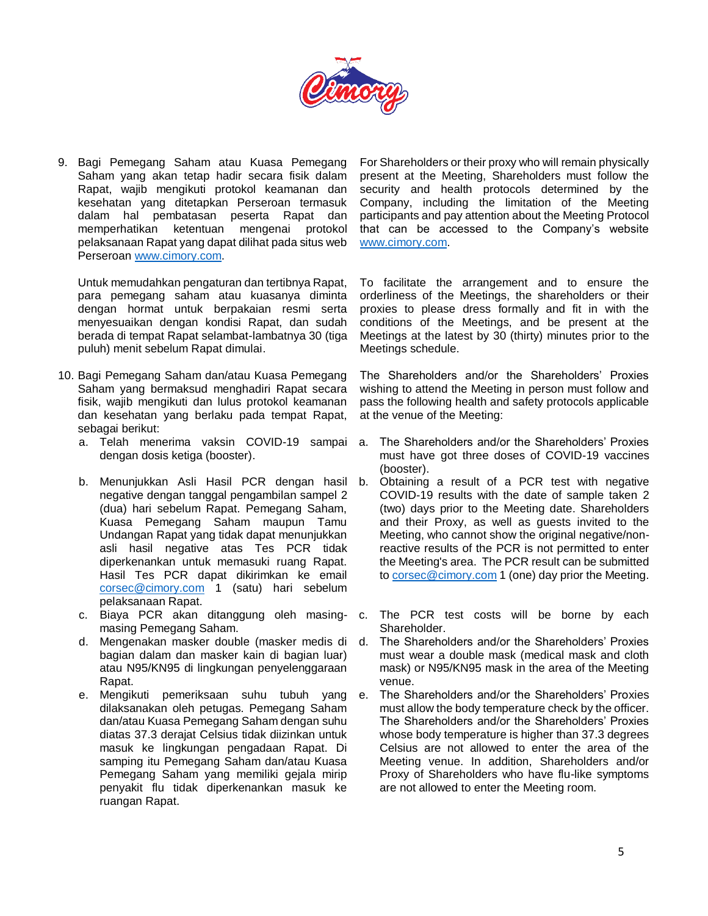9. Bagi Pemegang Saham atau Kuasa Pemegang Saham yang akan tetap hadir secara fisik dalam Rapat, wajib mengikuti protokol keamanan dan kesehatan yang ditetapkan Perseroan termasuk dalam hal pembatasan peserta Rapat dan memperhatikan ketentuan mengenai protokol pelaksanaan Rapat yang dapat dilihat pada situs web Perseroan www.cimory.com.

   Untuk memudahkan pengaturan dan tertibnya Rapat, para pemegang saham atau kuasanya diminta dengan hormat untuk berpakaian resmi serta menyesuaikan dengan kondisi Rapat, dan sudah berada di tempat Rapat selambat-lambatnya 30 (tiga puluh) menit sebelum Rapat dimulai.

For Shareholders or their proxy who will remain physically present at the Meeting, Shareholders must follow the security and health protocols determined by the Company, including the limitation of the Meeting participants and pay attention about the Meeting Protocol that can be accessed to the Company's website www.cimory.com.

To facilitate the arrangement and to ensure the orderliness of the Meetings, the shareholders or their proxies to please dress formally and fit in with the conditions of the Meetings, and be present at the Meetings at the latest by 30 (thirty) minutes prior to the Meetings schedule.

10. Bagi Pemegang Saham dan/atau Kuasa Pemegang Saham yang bermaksud menghadiri Rapat secara fisik, wajib mengikuti dan lulus protokol keamanan dan kesehatan yang berlaku pada tempat Rapat, sebagai berikut:
    a. Telah menerima vaksin COVID-19 sampai dengan dosis ketiga (booster).
    b. Menunjukkan Asli Hasil PCR dengan hasil negative dengan tanggal pengambilan sampel 2 (dua) hari sebelum Rapat. Pemegang Saham, Kuasa Pemegang Saham maupun Tamu Undangan Rapat yang tidak dapat menunjukkan asli hasil negative atas Tes PCR tidak diperkenankan untuk memasuki ruang Rapat. Hasil Tes PCR dapat dikirimkan ke email corsec@cimory.com 1 (satu) hari sebelum pelaksanaan Rapat.
    c. Biaya PCR akan ditanggung oleh masing-masing Pemegang Saham.
    d. Mengenakan masker double (masker medis di bagian dalam dan masker kain di bagian luar) atau N95/KN95 di lingkungan penyelenggaraan Rapat.
    e. Mengikuti pemeriksaan suhu tubuh yang dilaksanakan oleh petugas. Pemegang Saham dan/atau Kuasa Pemegang Saham dengan suhu diatas 37.3 derajat Celsius tidak diizinkan untuk masuk ke lingkungan pengadaan Rapat. Di samping itu Pemegang Saham dan/atau Kuasa Pemegang Saham yang memiliki gejala mirip penyakit flu tidak diperkenankan masuk ke ruangan Rapat.

The Shareholders and/or the Shareholders' Proxies wishing to attend the Meeting in person must follow and pass the following health and safety protocols applicable at the venue of the Meeting:

a. The Shareholders and/or the Shareholders' Proxies must have got three doses of COVID-19 vaccines (booster).
b. Obtaining a result of a PCR test with negative COVID-19 results with the date of sample taken 2 (two) days prior to the Meeting date. Shareholders and their Proxy, as well as guests invited to the Meeting, who cannot show the original negative/non-reactive results of the PCR is not permitted to enter the Meeting's area. The PCR result can be submitted to corsec@cimory.com 1 (one) day prior the Meeting.
c. The PCR test costs will be borne by each Shareholder.
d. The Shareholders and/or the Shareholders' Proxies must wear a double mask (medical mask and cloth mask) or N95/KN95 mask in the area of the Meeting venue.
e. The Shareholders and/or the Shareholders' Proxies must allow the body temperature check by the officer. The Shareholders and/or the Shareholders' Proxies whose body temperature is higher than 37.3 degrees Celsius are not allowed to enter the area of the Meeting venue. In addition, Shareholders and/or Proxy of Shareholders who have flu-like symptoms are not allowed to enter the Meeting room.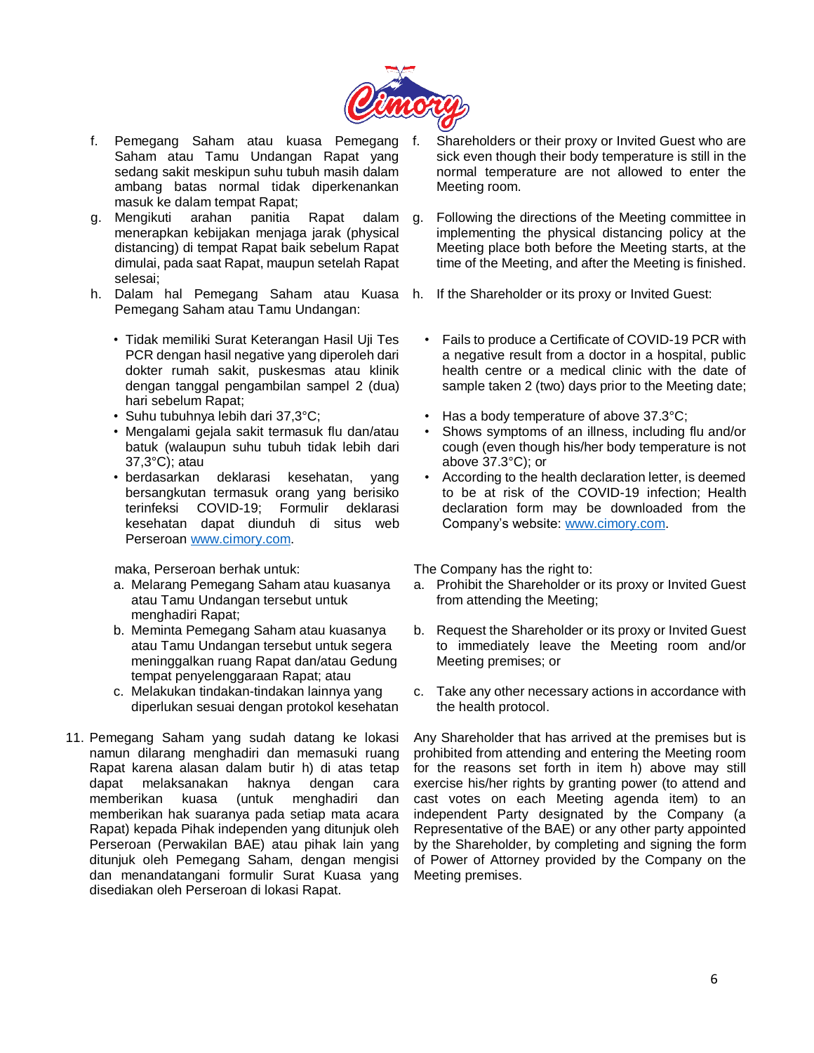f. Pemegang Saham atau kuasa Pemegang Saham atau Tamu Undangan Rapat yang sedang sakit meskipun suhu tubuh masih dalam ambang batas normal tidak diperkenankan masuk ke dalam tempat Rapat;

g. Mengikuti arahan panitia Rapat dalam menerapkan kebijakan menjaga jarak (physical distancing) di tempat Rapat baik sebelum Rapat dimulai, pada saat Rapat, maupun setelah Rapat selesai;

h. Dalam hal Pemegang Saham atau Kuasa Pemegang Saham atau Tamu Undangan:

- Tidak memiliki Surat Keterangan Hasil Uji Tes PCR dengan hasil negative yang diperoleh dari dokter rumah sakit, puskesmas atau klinik dengan tanggal pengambilan sampel 2 (dua) hari sebelum Rapat;
- Suhu tubuhnya lebih dari 37,3°C;
- Mengalami gejala sakit termasuk flu dan/atau batuk (walaupun suhu tubuh tidak lebih dari 37,3°C); atau
- berdasarkan deklarasi kesehatan, yang bersangkutan termasuk orang yang berisiko terinfeksi COVID-19; Formulir deklarasi kesehatan dapat diunduh di situs web Perseroan www.cimory.com.

maka, Perseroan berhak untuk:

a. Melarang Pemegang Saham atau kuasanya atau Tamu Undangan tersebut untuk menghadiri Rapat;
b. Meminta Pemegang Saham atau kuasanya atau Tamu Undangan tersebut untuk segera meninggalkan ruang Rapat dan/atau Gedung tempat penyelenggaraan Rapat; atau
c. Melakukan tindakan-tindakan lainnya yang diperlukan sesuai dengan protokol kesehatan

11. Pemegang Saham yang sudah datang ke lokasi namun dilarang menghadiri dan memasuki ruang Rapat karena alasan dalam butir h) di atas tetap dapat melaksanakan haknya dengan cara memberikan kuasa (untuk menghadiri dan memberikan hak suaranya pada setiap mata acara Rapat) kepada Pihak independen yang ditunjuk oleh Perseroan (Perwakilan BAE) atau pihak lain yang ditunjuk oleh Pemegang Saham, dengan mengisi dan menandatangani formulir Surat Kuasa yang disediakan oleh Perseroan di lokasi Rapat.

---

f. Shareholders or their proxy or Invited Guest who are sick even though their body temperature is still in the normal temperature are not allowed to enter the Meeting room.

g. Following the directions of the Meeting committee in implementing the physical distancing policy at the Meeting place both before the Meeting starts, at the time of the Meeting, and after the Meeting is finished.

h. If the Shareholder or its proxy or Invited Guest:

- Fails to produce a Certificate of COVID-19 PCR with a negative result from a doctor in a hospital, public health centre or a medical clinic with the date of sample taken 2 (two) days prior to the Meeting date;
- Has a body temperature of above 37.3°C;
- Shows symptoms of an illness, including flu and/or cough (even though his/her body temperature is not above 37.3°C); or
- According to the health declaration letter, is deemed to be at risk of the COVID-19 infection; Health declaration form may be downloaded from the Company's website: www.cimory.com.

The Company has the right to:

a. Prohibit the Shareholder or its proxy or Invited Guest from attending the Meeting;
b. Request the Shareholder or its proxy or Invited Guest to immediately leave the Meeting room and/or Meeting premises; or
c. Take any other necessary actions in accordance with the health protocol.

Any Shareholder that has arrived at the premises but is prohibited from attending and entering the Meeting room for the reasons set forth in item h) above may still exercise his/her rights by granting power (to attend and cast votes on each Meeting agenda item) to an independent Party designated by the Company (a Representative of the BAE) or any other party appointed by the Shareholder, by completing and signing the form of Power of Attorney provided by the Company on the Meeting premises.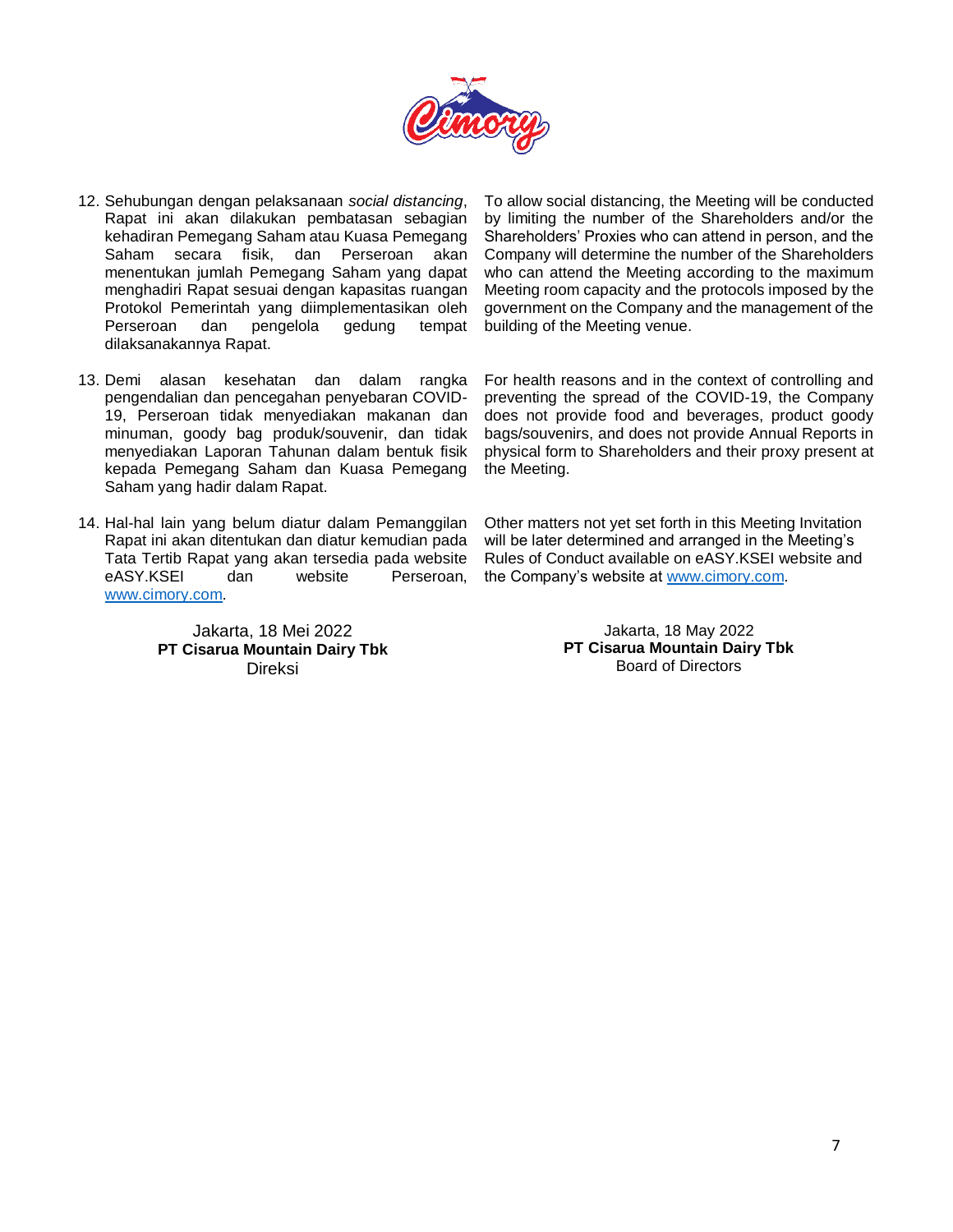12. Sehubungan dengan pelaksanaan *social distancing*, Rapat ini akan dilakukan pembatasan sebagian kehadiran Pemegang Saham atau Kuasa Pemegang Saham secara fisik, dan Perseroan akan menentukan jumlah Pemegang Saham yang dapat menghadiri Rapat sesuai dengan kapasitas ruangan Protokol Pemerintah yang diimplementasikan oleh Perseroan dan pengelola gedung tempat dilaksanakannya Rapat.

    To allow social distancing, the Meeting will be conducted by limiting the number of the Shareholders and/or the Shareholders' Proxies who can attend in person, and the Company will determine the number of the Shareholders who can attend the Meeting according to the maximum Meeting room capacity and the protocols imposed by the government on the Company and the management of the building of the Meeting venue.

13. Demi alasan kesehatan dan dalam rangka pengendalian dan pencegahan penyebaran COVID-19, Perseroan tidak menyediakan makanan dan minuman, goody bag produk/souvenir, dan tidak menyediakan Laporan Tahunan dalam bentuk fisik kepada Pemegang Saham dan Kuasa Pemegang Saham yang hadir dalam Rapat.

    For health reasons and in the context of controlling and preventing the spread of the COVID-19, the Company does not provide food and beverages, product goody bags/souvenirs, and does not provide Annual Reports in physical form to Shareholders and their proxy present at the Meeting.

14. Hal-hal lain yang belum diatur dalam Pemanggilan Rapat ini akan ditentukan dan diatur kemudian pada Tata Tertib Rapat yang akan tersedia pada website eASY.KSEI dan website Perseroan, www.cimory.com.

    Other matters not yet set forth in this Meeting Invitation will be later determined and arranged in the Meeting's Rules of Conduct available on eASY.KSEI website and the Company's website at www.cimory.com.

Jakarta, 18 Mei 2022
**PT Cisarua Mountain Dairy Tbk**
Direksi

Jakarta, 18 May 2022
**PT Cisarua Mountain Dairy Tbk**
Board of Directors